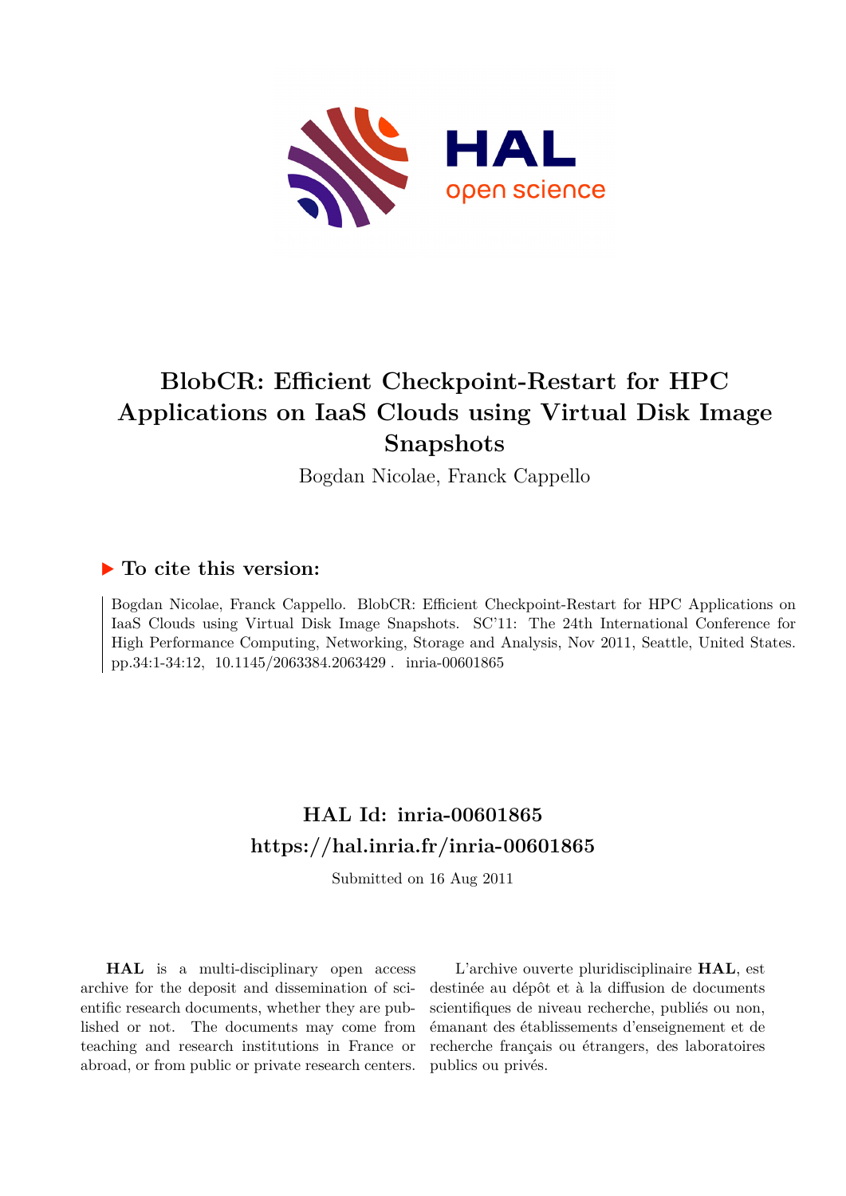# BlobCR: Efficient Checkpoint-Restart for HPC Applications on IaaS Clouds using Virtual Disk Image Snapshots

Bogdan Nicolae, Franck Cappello

## ▶ To cite this version:

Bogdan Nicolae, Franck Cappello. BlobCR: Efficient Checkpoint-Restart for HPC Applications on IaaS Clouds using Virtual Disk Image Snapshots. SC'11: The 24th International Conference for High Performance Computing, Networking, Storage and Analysis, Nov 2011, Seattle, United States. pp.34:1-34:12, 10.1145/2063384.2063429 . inria-00601865

## HAL Id: inria-00601865
## https://hal.inria.fr/inria-00601865

Submitted on 16 Aug 2011

**HAL** is a multi-disciplinary open access archive for the deposit and dissemination of scientific research documents, whether they are published or not. The documents may come from teaching and research institutions in France or abroad, or from public or private research centers.

L'archive ouverte pluridisciplinaire **HAL**, est destinée au dépôt et à la diffusion de documents scientifiques de niveau recherche, publiés ou non, émanant des établissements d'enseignement et de recherche français ou étrangers, des laboratoires publics ou privés.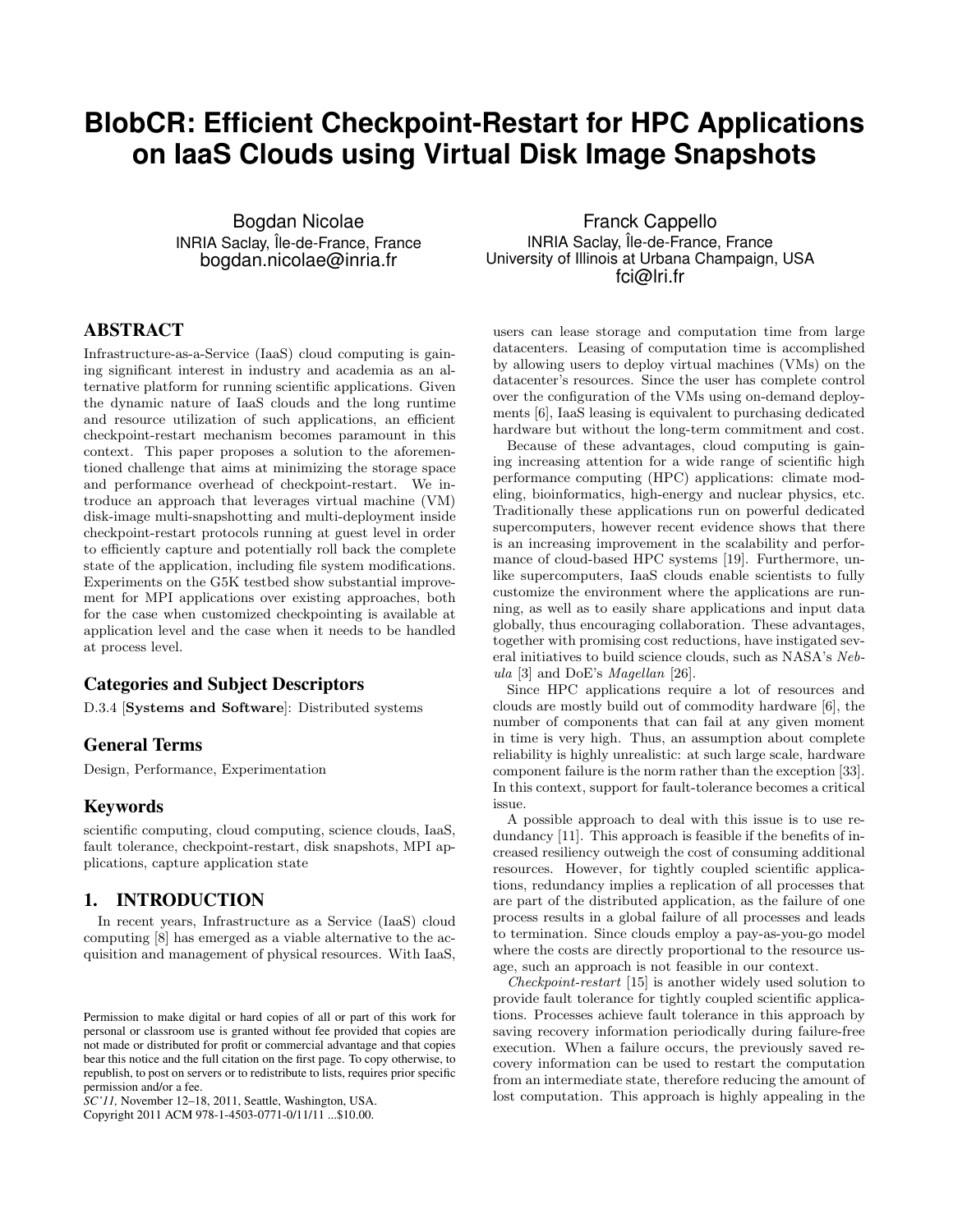# BlobCR: Efficient Checkpoint-Restart for HPC Applications on IaaS Clouds using Virtual Disk Image Snapshots

Bogdan Nicolae
INRIA Saclay, Île-de-France, France
bogdan.nicolae@inria.fr

Franck Cappello
INRIA Saclay, Île-de-France, France
University of Illinois at Urbana Champaign, USA
fci@lri.fr

## ABSTRACT

Infrastructure-as-a-Service (IaaS) cloud computing is gaining significant interest in industry and academia as an alternative platform for running scientific applications. Given the dynamic nature of IaaS clouds and the long runtime and resource utilization of such applications, an efficient checkpoint-restart mechanism becomes paramount in this context. This paper proposes a solution to the aforementioned challenge that aims at minimizing the storage space and performance overhead of checkpoint-restart. We introduce an approach that leverages virtual machine (VM) disk-image multi-snapshotting and multi-deployment inside checkpoint-restart protocols running at guest level in order to efficiently capture and potentially roll back the complete state of the application, including file system modifications. Experiments on the G5K testbed show substantial improvement for MPI applications over existing approaches, both for the case when customized checkpointing is available at application level and the case when it needs to be handled at process level.

### Categories and Subject Descriptors

D.3.4 [**Systems and Software**]: Distributed systems

### General Terms

Design, Performance, Experimentation

### Keywords

scientific computing, cloud computing, science clouds, IaaS, fault tolerance, checkpoint-restart, disk snapshots, MPI applications, capture application state

## 1. INTRODUCTION

In recent years, Infrastructure as a Service (IaaS) cloud computing [8] has emerged as a viable alternative to the acquisition and management of physical resources. With IaaS, users can lease storage and computation time from large datacenters. Leasing of computation time is accomplished by allowing users to deploy virtual machines (VMs) on the datacenter's resources. Since the user has complete control over the configuration of the VMs using on-demand deployments [6], IaaS leasing is equivalent to purchasing dedicated hardware but without the long-term commitment and cost.

Because of these advantages, cloud computing is gaining increasing attention for a wide range of scientific high performance computing (HPC) applications: climate modeling, bioinformatics, high-energy and nuclear physics, etc. Traditionally these applications run on powerful dedicated supercomputers, however recent evidence shows that there is an increasing improvement in the scalability and performance of cloud-based HPC systems [19]. Furthermore, unlike supercomputers, IaaS clouds enable scientists to fully customize the environment where the applications are running, as well as to easily share applications and input data globally, thus encouraging collaboration. These advantages, together with promising cost reductions, have instigated several initiatives to build science clouds, such as NASA's *Nebula* [3] and DoE's *Magellan* [26].

Since HPC applications require a lot of resources and clouds are mostly build out of commodity hardware [6], the number of components that can fail at any given moment in time is very high. Thus, an assumption about complete reliability is highly unrealistic: at such large scale, hardware component failure is the norm rather than the exception [33]. In this context, support for fault-tolerance becomes a critical issue.

A possible approach to deal with this issue is to use redundancy [11]. This approach is feasible if the benefits of increased resiliency outweigh the cost of consuming additional resources. However, for tightly coupled scientific applications, redundancy implies a replication of all processes that are part of the distributed application, as the failure of one process results in a global failure of all processes and leads to termination. Since clouds employ a pay-as-you-go model where the costs are directly proportional to the resource usage, such an approach is not feasible in our context.

*Checkpoint-restart* [15] is another widely used solution to provide fault tolerance for tightly coupled scientific applications. Processes achieve fault tolerance in this approach by saving recovery information periodically during failure-free execution. When a failure occurs, the previously saved recovery information can be used to restart the computation from an intermediate state, therefore reducing the amount of lost computation. This approach is highly appealing in the

Permission to make digital or hard copies of all or part of this work for personal or classroom use is granted without fee provided that copies are not made or distributed for profit or commercial advantage and that copies bear this notice and the full citation on the first page. To copy otherwise, to republish, to post on servers or to redistribute to lists, requires prior specific permission and/or a fee.
*SC'11*, November 12–18, 2011, Seattle, Washington, USA.
Copyright 2011 ACM 978-1-4503-0771-0/11/11 ...$10.00.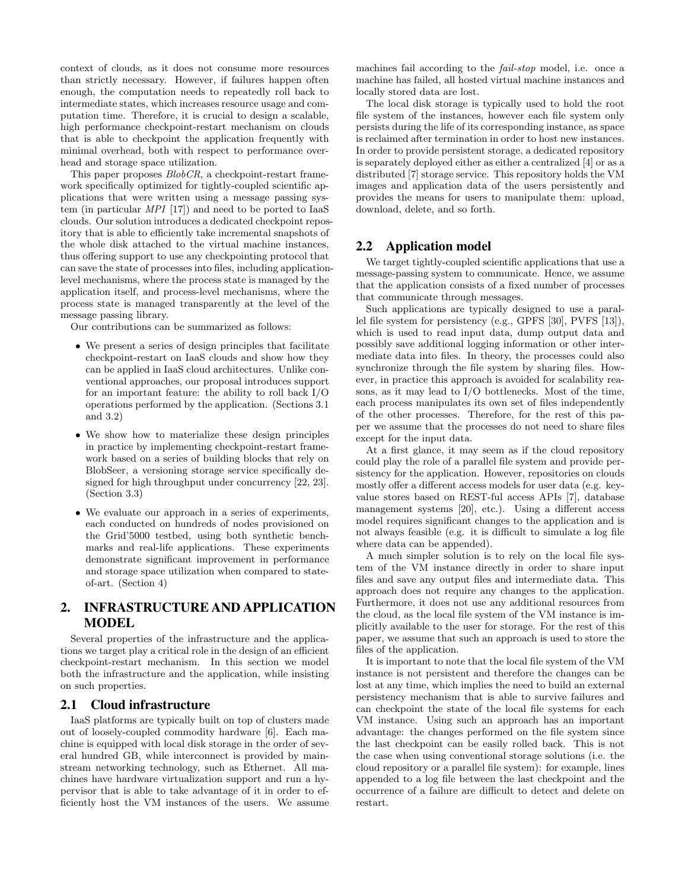context of clouds, as it does not consume more resources than strictly necessary. However, if failures happen often enough, the computation needs to repeatedly roll back to intermediate states, which increases resource usage and computation time. Therefore, it is crucial to design a scalable, high performance checkpoint-restart mechanism on clouds that is able to checkpoint the application frequently with minimal overhead, both with respect to performance overhead and storage space utilization.

This paper proposes *BlobCR*, a checkpoint-restart framework specifically optimized for tightly-coupled scientific applications that were written using a message passing system (in particular *MPI* [17]) and need to be ported to IaaS clouds. Our solution introduces a dedicated checkpoint repository that is able to efficiently take incremental snapshots of the whole disk attached to the virtual machine instances, thus offering support to use any checkpointing protocol that can save the state of processes into files, including application-level mechanisms, where the process state is managed by the application itself, and process-level mechanisms, where the process state is managed transparently at the level of the message passing library.

Our contributions can be summarized as follows:

- We present a series of design principles that facilitate checkpoint-restart on IaaS clouds and show how they can be applied in IaaS cloud architectures. Unlike conventional approaches, our proposal introduces support for an important feature: the ability to roll back I/O operations performed by the application. (Sections 3.1 and 3.2)
- We show how to materialize these design principles in practice by implementing checkpoint-restart framework based on a series of building blocks that rely on BlobSeer, a versioning storage service specifically designed for high throughput under concurrency [22, 23]. (Section 3.3)
- We evaluate our approach in a series of experiments, each conducted on hundreds of nodes provisioned on the Grid'5000 testbed, using both synthetic benchmarks and real-life applications. These experiments demonstrate significant improvement in performance and storage space utilization when compared to state-of-art. (Section 4)

## 2. INFRASTRUCTURE AND APPLICATION MODEL

Several properties of the infrastructure and the applications we target play a critical role in the design of an efficient checkpoint-restart mechanism. In this section we model both the infrastructure and the application, while insisting on such properties.

### 2.1 Cloud infrastructure

IaaS platforms are typically built on top of clusters made out of loosely-coupled commodity hardware [6]. Each machine is equipped with local disk storage in the order of several hundred GB, while interconnect is provided by mainstream networking technology, such as Ethernet. All machines have hardware virtualization support and run a hypervisor that is able to take advantage of it in order to efficiently host the VM instances of the users. We assume machines fail according to the *fail-stop* model, i.e. once a machine has failed, all hosted virtual machine instances and locally stored data are lost.

The local disk storage is typically used to hold the root file system of the instances, however each file system only persists during the life of its corresponding instance, as space is reclaimed after termination in order to host new instances. In order to provide persistent storage, a dedicated repository is separately deployed either as either a centralized [4] or as a distributed [7] storage service. This repository holds the VM images and application data of the users persistently and provides the means for users to manipulate them: upload, download, delete, and so forth.

### 2.2 Application model

We target tightly-coupled scientific applications that use a message-passing system to communicate. Hence, we assume that the application consists of a fixed number of processes that communicate through messages.

Such applications are typically designed to use a parallel file system for persistency (e.g., GPFS [30], PVFS [13]), which is used to read input data, dump output data and possibly save additional logging information or other intermediate data into files. In theory, the processes could also synchronize through the file system by sharing files. However, in practice this approach is avoided for scalability reasons, as it may lead to I/O bottlenecks. Most of the time, each process manipulates its own set of files independently of the other processes. Therefore, for the rest of this paper we assume that the processes do not need to share files except for the input data.

At a first glance, it may seem as if the cloud repository could play the role of a parallel file system and provide persistency for the application. However, repositories on clouds mostly offer a different access models for user data (e.g. key-value stores based on REST-ful access APIs [7], database management systems [20], etc.). Using a different access model requires significant changes to the application and is not always feasible (e.g. it is difficult to simulate a log file where data can be appended).

A much simpler solution is to rely on the local file system of the VM instance directly in order to share input files and save any output files and intermediate data. This approach does not require any changes to the application. Furthermore, it does not use any additional resources from the cloud, as the local file system of the VM instance is implicitly available to the user for storage. For the rest of this paper, we assume that such an approach is used to store the files of the application.

It is important to note that the local file system of the VM instance is not persistent and therefore the changes can be lost at any time, which implies the need to build an external persistency mechanism that is able to survive failures and can checkpoint the state of the local file systems for each VM instance. Using such an approach has an important advantage: the changes performed on the file system since the last checkpoint can be easily rolled back. This is not the case when using conventional storage solutions (i.e. the cloud repository or a parallel file system): for example, lines appended to a log file between the last checkpoint and the occurrence of a failure are difficult to detect and delete on restart.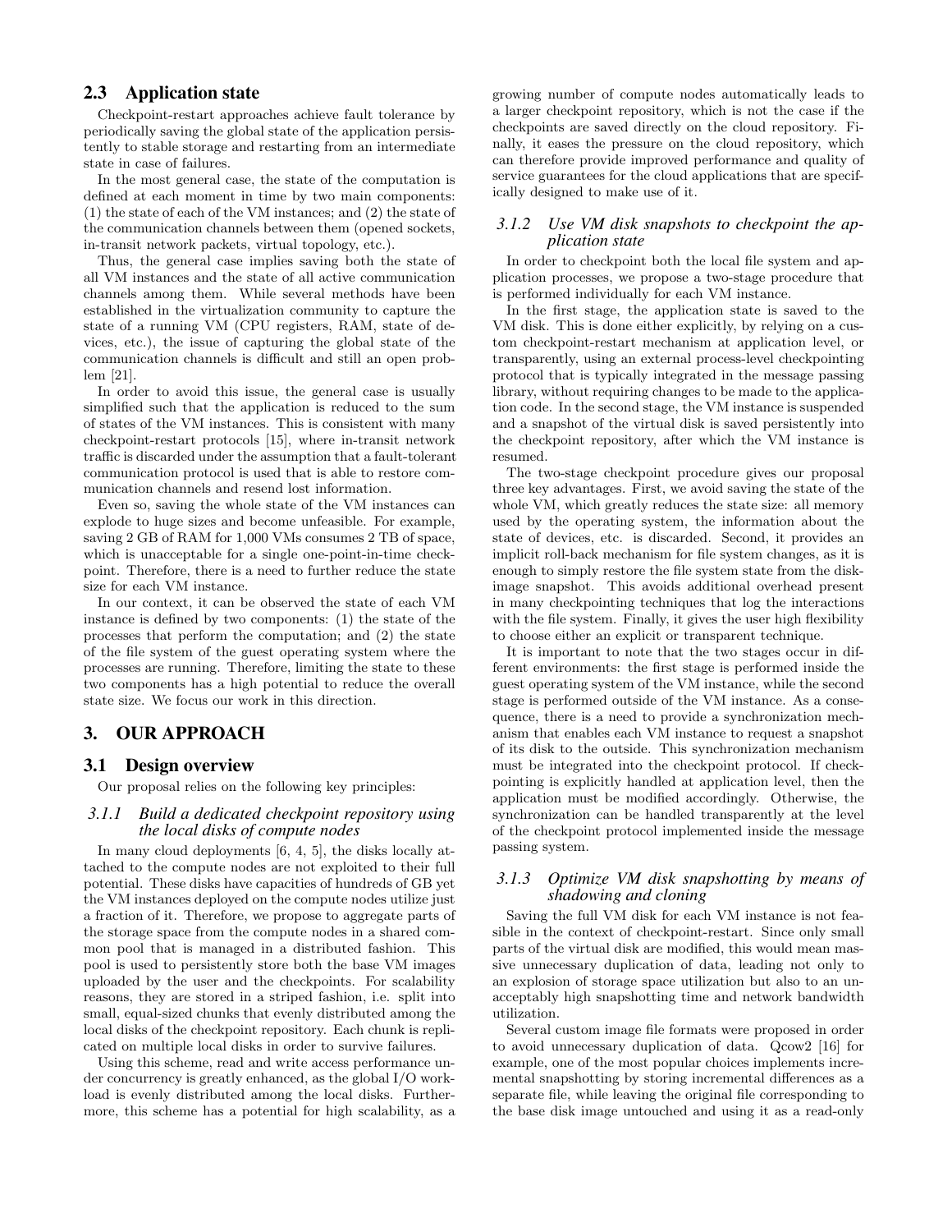## 2.3 Application state

Checkpoint-restart approaches achieve fault tolerance by periodically saving the global state of the application persistently to stable storage and restarting from an intermediate state in case of failures.

In the most general case, the state of the computation is defined at each moment in time by two main components: (1) the state of each of the VM instances; and (2) the state of the communication channels between them (opened sockets, in-transit network packets, virtual topology, etc.).

Thus, the general case implies saving both the state of all VM instances and the state of all active communication channels among them. While several methods have been established in the virtualization community to capture the state of a running VM (CPU registers, RAM, state of devices, etc.), the issue of capturing the global state of the communication channels is difficult and still an open problem [21].

In order to avoid this issue, the general case is usually simplified such that the application is reduced to the sum of states of the VM instances. This is consistent with many checkpoint-restart protocols [15], where in-transit network traffic is discarded under the assumption that a fault-tolerant communication protocol is used that is able to restore communication channels and resend lost information.

Even so, saving the whole state of the VM instances can explode to huge sizes and become unfeasible. For example, saving 2 GB of RAM for 1,000 VMs consumes 2 TB of space, which is unacceptable for a single one-point-in-time checkpoint. Therefore, there is a need to further reduce the state size for each VM instance.

In our context, it can be observed the state of each VM instance is defined by two components: (1) the state of the processes that perform the computation; and (2) the state of the file system of the guest operating system where the processes are running. Therefore, limiting the state to these two components has a high potential to reduce the overall state size. We focus our work in this direction.

# 3. OUR APPROACH

## 3.1 Design overview

Our proposal relies on the following key principles:

### 3.1.1 *Build a dedicated checkpoint repository using the local disks of compute nodes*

In many cloud deployments [6, 4, 5], the disks locally attached to the compute nodes are not exploited to their full potential. These disks have capacities of hundreds of GB yet the VM instances deployed on the compute nodes utilize just a fraction of it. Therefore, we propose to aggregate parts of the storage space from the compute nodes in a shared common pool that is managed in a distributed fashion. This pool is used to persistently store both the base VM images uploaded by the user and the checkpoints. For scalability reasons, they are stored in a striped fashion, i.e. split into small, equal-sized chunks that evenly distributed among the local disks of the checkpoint repository. Each chunk is replicated on multiple local disks in order to survive failures.

Using this scheme, read and write access performance under concurrency is greatly enhanced, as the global I/O workload is evenly distributed among the local disks. Furthermore, this scheme has a potential for high scalability, as a growing number of compute nodes automatically leads to a larger checkpoint repository, which is not the case if the checkpoints are saved directly on the cloud repository. Finally, it eases the pressure on the cloud repository, which can therefore provide improved performance and quality of service guarantees for the cloud applications that are specifically designed to make use of it.

### 3.1.2 *Use VM disk snapshots to checkpoint the application state*

In order to checkpoint both the local file system and application processes, we propose a two-stage procedure that is performed individually for each VM instance.

In the first stage, the application state is saved to the VM disk. This is done either explicitly, by relying on a custom checkpoint-restart mechanism at application level, or transparently, using an external process-level checkpointing protocol that is typically integrated in the message passing library, without requiring changes to be made to the application code. In the second stage, the VM instance is suspended and a snapshot of the virtual disk is saved persistently into the checkpoint repository, after which the VM instance is resumed.

The two-stage checkpoint procedure gives our proposal three key advantages. First, we avoid saving the state of the whole VM, which greatly reduces the state size: all memory used by the operating system, the information about the state of devices, etc. is discarded. Second, it provides an implicit roll-back mechanism for file system changes, as it is enough to simply restore the file system state from the disk-image snapshot. This avoids additional overhead present in many checkpointing techniques that log the interactions with the file system. Finally, it gives the user high flexibility to choose either an explicit or transparent technique.

It is important to note that the two stages occur in different environments: the first stage is performed inside the guest operating system of the VM instance, while the second stage is performed outside of the VM instance. As a consequence, there is a need to provide a synchronization mechanism that enables each VM instance to request a snapshot of its disk to the outside. This synchronization mechanism must be integrated into the checkpoint protocol. If checkpointing is explicitly handled at application level, then the application must be modified accordingly. Otherwise, the synchronization can be handled transparently at the level of the checkpoint protocol implemented inside the message passing system.

### 3.1.3 *Optimize VM disk snapshotting by means of shadowing and cloning*

Saving the full VM disk for each VM instance is not feasible in the context of checkpoint-restart. Since only small parts of the virtual disk are modified, this would mean massive unnecessary duplication of data, leading not only to an explosion of storage space utilization but also to an unacceptably high snapshotting time and network bandwidth utilization.

Several custom image file formats were proposed in order to avoid unnecessary duplication of data. Qcow2 [16] for example, one of the most popular choices implements incremental snapshotting by storing incremental differences as a separate file, while leaving the original file corresponding to the base disk image untouched and using it as a read-only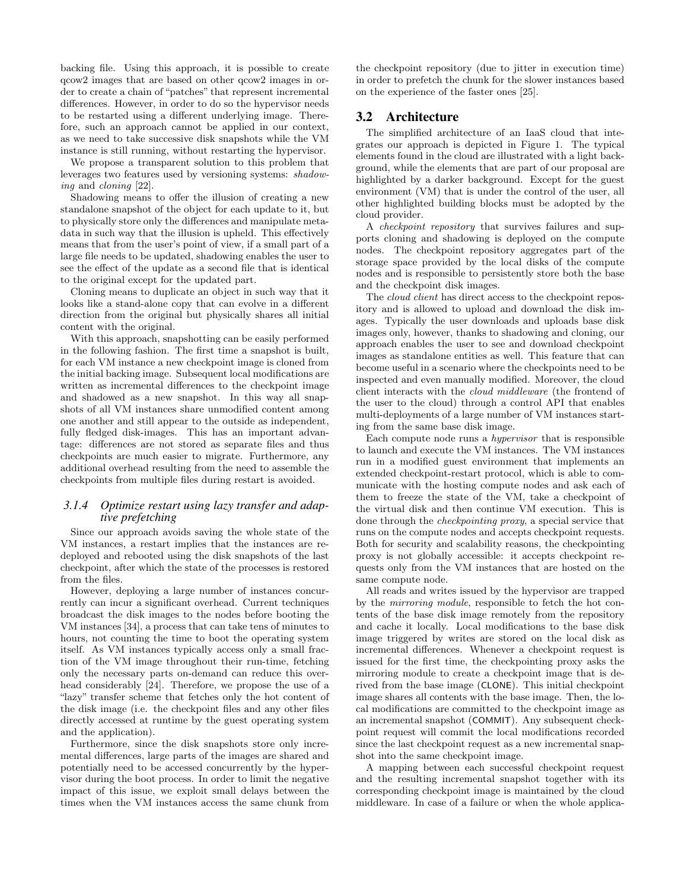backing file. Using this approach, it is possible to create qcow2 images that are based on other qcow2 images in order to create a chain of "patches" that represent incremental differences. However, in order to do so the hypervisor needs to be restarted using a different underlying image. Therefore, such an approach cannot be applied in our context, as we need to take successive disk snapshots while the VM instance is still running, without restarting the hypervisor.

We propose a transparent solution to this problem that leverages two features used by versioning systems: *shadowing* and *cloning* [22].

Shadowing means to offer the illusion of creating a new standalone snapshot of the object for each update to it, but to physically store only the differences and manipulate metadata in such way that the illusion is upheld. This effectively means that from the user's point of view, if a small part of a large file needs to be updated, shadowing enables the user to see the effect of the update as a second file that is identical to the original except for the updated part.

Cloning means to duplicate an object in such way that it looks like a stand-alone copy that can evolve in a different direction from the original but physically shares all initial content with the original.

With this approach, snapshotting can be easily performed in the following fashion. The first time a snapshot is built, for each VM instance a new checkpoint image is cloned from the initial backing image. Subsequent local modifications are written as incremental differences to the checkpoint image and shadowed as a new snapshot. In this way all snapshots of all VM instances share unmodified content among one another and still appear to the outside as independent, fully fledged disk-images. This has an important advantage: differences are not stored as separate files and thus checkpoints are much easier to migrate. Furthermore, any additional overhead resulting from the need to assemble the checkpoints from multiple files during restart is avoided.

#### 3.1.4 Optimize restart using lazy transfer and adaptive prefetching

Since our approach avoids saving the whole state of the VM instances, a restart implies that the instances are redeployed and rebooted using the disk snapshots of the last checkpoint, after which the state of the processes is restored from the files.

However, deploying a large number of instances concurrently can incur a significant overhead. Current techniques broadcast the disk images to the nodes before booting the VM instances [34], a process that can take tens of minutes to hours, not counting the time to boot the operating system itself. As VM instances typically access only a small fraction of the VM image throughout their run-time, fetching only the necessary parts on-demand can reduce this overhead considerably [24]. Therefore, we propose the use of a "lazy" transfer scheme that fetches only the hot content of the disk image (i.e. the checkpoint files and any other files directly accessed at runtime by the guest operating system and the application).

Furthermore, since the disk snapshots store only incremental differences, large parts of the images are shared and potentially need to be accessed concurrently by the hypervisor during the boot process. In order to limit the negative impact of this issue, we exploit small delays between the times when the VM instances access the same chunk from the checkpoint repository (due to jitter in execution time) in order to prefetch the chunk for the slower instances based on the experience of the faster ones [25].

## 3.2 Architecture

The simplified architecture of an IaaS cloud that integrates our approach is depicted in Figure 1. The typical elements found in the cloud are illustrated with a light background, while the elements that are part of our proposal are highlighted by a darker background. Except for the guest environment (VM) that is under the control of the user, all other highlighted building blocks must be adopted by the cloud provider.

A *checkpoint repository* that survives failures and supports cloning and shadowing is deployed on the compute nodes. The checkpoint repository aggregates part of the storage space provided by the local disks of the compute nodes and is responsible to persistently store both the base and the checkpoint disk images.

The *cloud client* has direct access to the checkpoint repository and is allowed to upload and download the disk images. Typically the user downloads and uploads base disk images only, however, thanks to shadowing and cloning, our approach enables the user to see and download checkpoint images as standalone entities as well. This feature that can become useful in a scenario where the checkpoints need to be inspected and even manually modified. Moreover, the cloud client interacts with the *cloud middleware* (the frontend of the user to the cloud) through a control API that enables multi-deployments of a large number of VM instances starting from the same base disk image.

Each compute node runs a *hypervisor* that is responsible to launch and execute the VM instances. The VM instances run in a modified guest environment that implements an extended checkpoint-restart protocol, which is able to communicate with the hosting compute nodes and ask each of them to freeze the state of the VM, take a checkpoint of the virtual disk and then continue VM execution. This is done through the *checkpointing proxy*, a special service that runs on the compute nodes and accepts checkpoint requests. Both for security and scalability reasons, the checkpointing proxy is not globally accessible: it accepts checkpoint requests only from the VM instances that are hosted on the same compute node.

All reads and writes issued by the hypervisor are trapped by the *mirroring module*, responsible to fetch the hot contents of the base disk image remotely from the repository and cache it locally. Local modifications to the base disk image triggered by writes are stored on the local disk as incremental differences. Whenever a checkpoint request is issued for the first time, the checkpointing proxy asks the mirroring module to create a checkpoint image that is derived from the base image (CLONE). This initial checkpoint image shares all contents with the base image. Then, the local modifications are committed to the checkpoint image as an incremental snapshot (COMMIT). Any subsequent checkpoint request will commit the local modifications recorded since the last checkpoint request as a new incremental snapshot into the same checkpoint image.

A mapping between each successful checkpoint request and the resulting incremental snapshot together with its corresponding checkpoint image is maintained by the cloud middleware. In case of a failure or when the whole applica-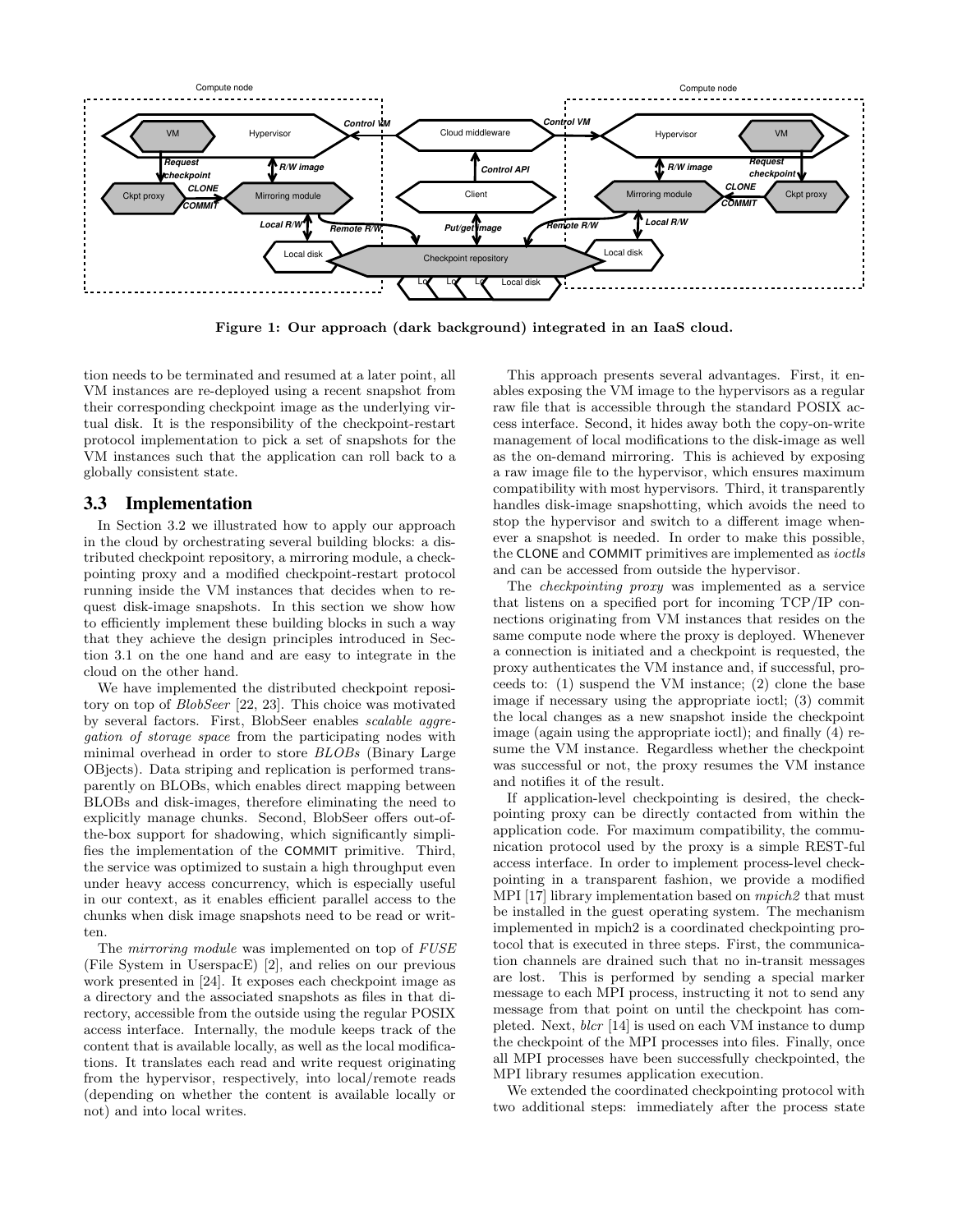Figure 1: Our approach (dark background) integrated in an IaaS cloud.

tion needs to be terminated and resumed at a later point, all VM instances are re-deployed using a recent snapshot from their corresponding checkpoint image as the underlying virtual disk. It is the responsibility of the checkpoint-restart protocol implementation to pick a set of snapshots for the VM instances such that the application can roll back to a globally consistent state.

### 3.3 Implementation

In Section 3.2 we illustrated how to apply our approach in the cloud by orchestrating several building blocks: a distributed checkpoint repository, a mirroring module, a checkpointing proxy and a modified checkpoint-restart protocol running inside the VM instances that decides when to request disk-image snapshots. In this section we show how to efficiently implement these building blocks in such a way that they achieve the design principles introduced in Section 3.1 on the one hand and are easy to integrate in the cloud on the other hand.

We have implemented the distributed checkpoint repository on top of *BlobSeer* [22, 23]. This choice was motivated by several factors. First, BlobSeer enables *scalable aggregation of storage space* from the participating nodes with minimal overhead in order to store *BLOBs* (Binary Large OBjects). Data striping and replication is performed transparently on BLOBs, which enables direct mapping between BLOBs and disk-images, therefore eliminating the need to explicitly manage chunks. Second, BlobSeer offers out-of-the-box support for shadowing, which significantly simplifies the implementation of the COMMIT primitive. Third, the service was optimized to sustain a high throughput even under heavy access concurrency, which is especially useful in our context, as it enables efficient parallel access to the chunks when disk image snapshots need to be read or written.

The *mirroring module* was implemented on top of *FUSE* (File System in UserspacE) [2], and relies on our previous work presented in [24]. It exposes each checkpoint image as a directory and the associated snapshots as files in that directory, accessible from the outside using the regular POSIX access interface. Internally, the module keeps track of the content that is available locally, as well as the local modifications. It translates each read and write request originating from the hypervisor, respectively, into local/remote reads (depending on whether the content is available locally or not) and into local writes.

This approach presents several advantages. First, it enables exposing the VM image to the hypervisors as a regular raw file that is accessible through the standard POSIX access interface. Second, it hides away both the copy-on-write management of local modifications to the disk-image as well as the on-demand mirroring. This is achieved by exposing a raw image file to the hypervisor, which ensures maximum compatibility with most hypervisors. Third, it transparently handles disk-image snapshotting, which avoids the need to stop the hypervisor and switch to a different image whenever a snapshot is needed. In order to make this possible, the CLONE and COMMIT primitives are implemented as *ioctls* and can be accessed from outside the hypervisor.

The *checkpointing proxy* was implemented as a service that listens on a specified port for incoming TCP/IP connections originating from VM instances that resides on the same compute node where the proxy is deployed. Whenever a connection is initiated and a checkpoint is requested, the proxy authenticates the VM instance and, if successful, proceeds to: (1) suspend the VM instance; (2) clone the base image if necessary using the appropriate ioctl; (3) commit the local changes as a new snapshot inside the checkpoint image (again using the appropriate ioctl); and finally (4) resume the VM instance. Regardless whether the checkpoint was successful or not, the proxy resumes the VM instance and notifies it of the result.

If application-level checkpointing is desired, the checkpointing proxy can be directly contacted from within the application code. For maximum compatibility, the communication protocol used by the proxy is a simple REST-ful access interface. In order to implement process-level checkpointing in a transparent fashion, we provide a modified MPI [17] library implementation based on *mpich2* that must be installed in the guest operating system. The mechanism implemented in mpich2 is a coordinated checkpointing protocol that is executed in three steps. First, the communication channels are drained such that no in-transit messages are lost. This is performed by sending a special marker message to each MPI process, instructing it not to send any message from that point on until the checkpoint has completed. Next, *blcr* [14] is used on each VM instance to dump the checkpoint of the MPI processes into files. Finally, once all MPI processes have been successfully checkpointed, the MPI library resumes application execution.

We extended the coordinated checkpointing protocol with two additional steps: immediately after the process state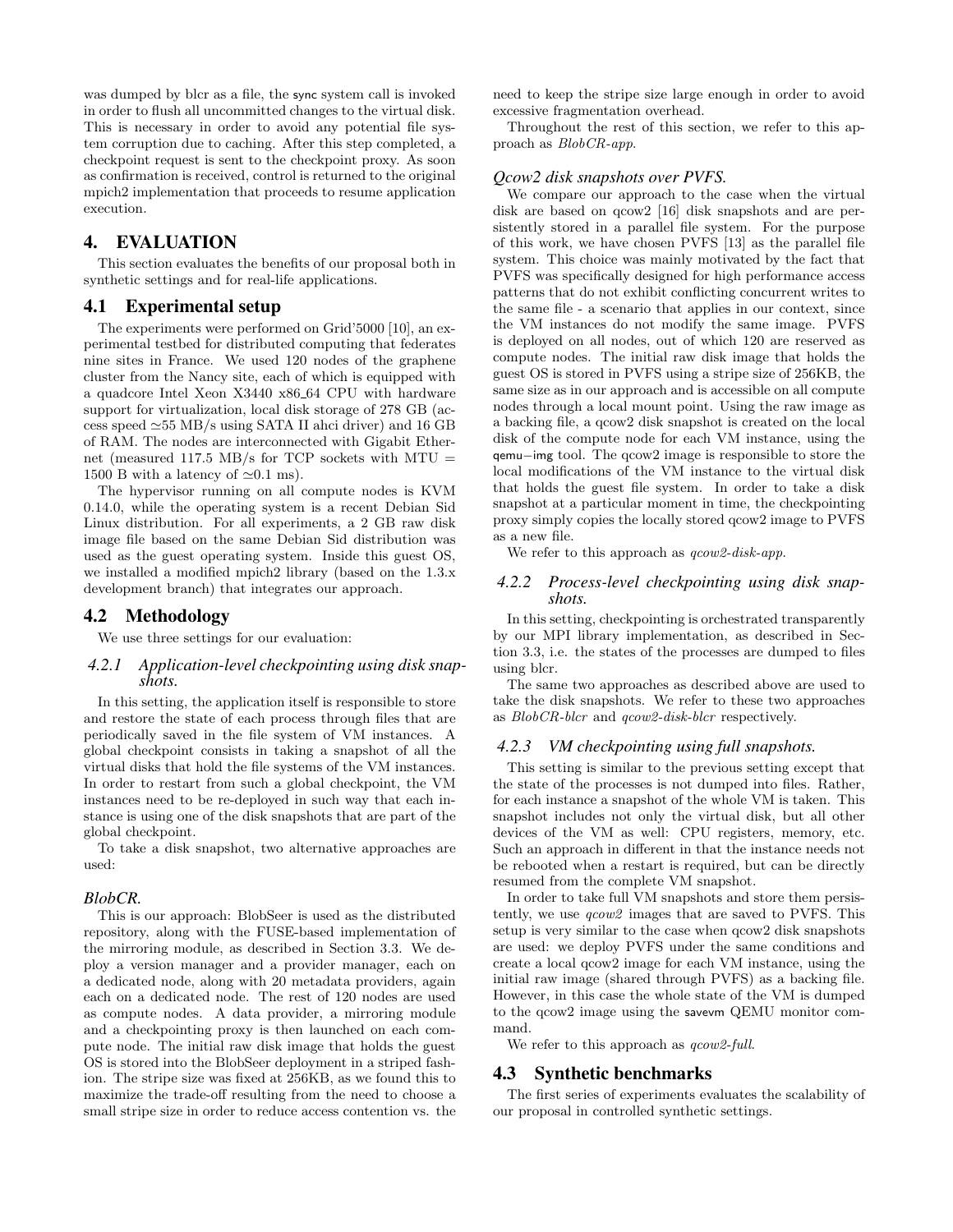was dumped by blcr as a file, the sync system call is invoked in order to flush all uncommitted changes to the virtual disk. This is necessary in order to avoid any potential file system corruption due to caching. After this step completed, a checkpoint request is sent to the checkpoint proxy. As soon as confirmation is received, control is returned to the original mpich2 implementation that proceeds to resume application execution.

## 4. EVALUATION

This section evaluates the benefits of our proposal both in synthetic settings and for real-life applications.

### 4.1 Experimental setup

The experiments were performed on Grid'5000 [10], an experimental testbed for distributed computing that federates nine sites in France. We used 120 nodes of the graphene cluster from the Nancy site, each of which is equipped with a quadcore Intel Xeon X3440 x86_64 CPU with hardware support for virtualization, local disk storage of 278 GB (access speed $\simeq$55 MB/s using SATA II ahci driver) and 16 GB of RAM. The nodes are interconnected with Gigabit Ethernet (measured 117.5 MB/s for TCP sockets with MTU = 1500 B with a latency of $\simeq$0.1 ms).

The hypervisor running on all compute nodes is KVM 0.14.0, while the operating system is a recent Debian Sid Linux distribution. For all experiments, a 2 GB raw disk image file based on the same Debian Sid distribution was used as the guest operating system. Inside this guest OS, we installed a modified mpich2 library (based on the 1.3.x development branch) that integrates our approach.

### 4.2 Methodology

We use three settings for our evaluation:

#### 4.2.1 Application-level checkpointing using disk snapshots.

In this setting, the application itself is responsible to store and restore the state of each process through files that are periodically saved in the file system of VM instances. A global checkpoint consists in taking a snapshot of all the virtual disks that hold the file systems of the VM instances. In order to restart from such a global checkpoint, the VM instances need to be re-deployed in such way that each instance is using one of the disk snapshots that are part of the global checkpoint.

To take a disk snapshot, two alternative approaches are used:

***BlobCR.***

This is our approach: BlobSeer is used as the distributed repository, along with the FUSE-based implementation of the mirroring module, as described in Section 3.3. We deploy a version manager and a provider manager, each on a dedicated node, along with 20 metadata providers, again each on a dedicated node. The rest of 120 nodes are used as compute nodes. A data provider, a mirroring module and a checkpointing proxy is then launched on each compute node. The initial raw disk image that holds the guest OS is stored into the BlobSeer deployment in a striped fashion. The stripe size was fixed at 256KB, as we found this to maximize the trade-off resulting from the need to choose a small stripe size in order to reduce access contention vs. the need to keep the stripe size large enough in order to avoid excessive fragmentation overhead.

Throughout the rest of this section, we refer to this approach as *BlobCR-app*.

***Qcow2 disk snapshots over PVFS.***

We compare our approach to the case when the virtual disk are based on qcow2 [16] disk snapshots and are persistently stored in a parallel file system. For the purpose of this work, we have chosen PVFS [13] as the parallel file system. This choice was mainly motivated by the fact that PVFS was specifically designed for high performance access patterns that do not exhibit conflicting concurrent writes to the same file - a scenario that applies in our context, since the VM instances do not modify the same image. PVFS is deployed on all nodes, out of which 120 are reserved as compute nodes. The initial raw disk image that holds the guest OS is stored in PVFS using a stripe size of 256KB, the same size as in our approach and is accessible on all compute nodes through a local mount point. Using the raw image as a backing file, a qcow2 disk snapshot is created on the local disk of the compute node for each VM instance, using the qemu−img tool. The qcow2 image is responsible to store the local modifications of the VM instance to the virtual disk that holds the guest file system. In order to take a disk snapshot at a particular moment in time, the checkpointing proxy simply copies the locally stored qcow2 image to PVFS as a new file.

We refer to this approach as *qcow2-disk-app*.

#### 4.2.2 Process-level checkpointing using disk snapshots.

In this setting, checkpointing is orchestrated transparently by our MPI library implementation, as described in Section 3.3, i.e. the states of the processes are dumped to files using blcr.

The same two approaches as described above are used to take the disk snapshots. We refer to these two approaches as *BlobCR-blcr* and *qcow2-disk-blcr* respectively.

#### 4.2.3 VM checkpointing using full snapshots.

This setting is similar to the previous setting except that the state of the processes is not dumped into files. Rather, for each instance a snapshot of the whole VM is taken. This snapshot includes not only the virtual disk, but all other devices of the VM as well: CPU registers, memory, etc. Such an approach in different in that the instance needs not be rebooted when a restart is required, but can be directly resumed from the complete VM snapshot.

In order to take full VM snapshots and store them persistently, we use *qcow2* images that are saved to PVFS. This setup is very similar to the case when qcow2 disk snapshots are used: we deploy PVFS under the same conditions and create a local qcow2 image for each VM instance, using the initial raw image (shared through PVFS) as a backing file. However, in this case the whole state of the VM is dumped to the qcow2 image using the savevm QEMU monitor command.

We refer to this approach as *qcow2-full*.

### 4.3 Synthetic benchmarks

The first series of experiments evaluates the scalability of our proposal in controlled synthetic settings.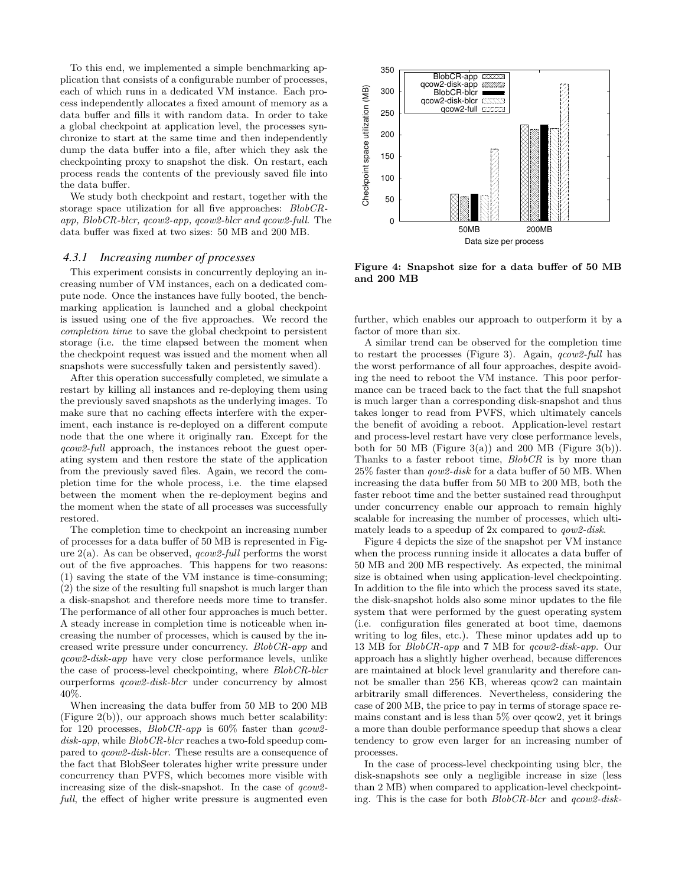To this end, we implemented a simple benchmarking application that consists of a configurable number of processes, each of which runs in a dedicated VM instance. Each process independently allocates a fixed amount of memory as a data buffer and fills it with random data. In order to take a global checkpoint at application level, the processes synchronize to start at the same time and then independently dump the data buffer into a file, after which they ask the checkpointing proxy to snapshot the disk. On restart, each process reads the contents of the previously saved file into the data buffer.

We study both checkpoint and restart, together with the storage space utilization for all five approaches: *BlobCR-app, BlobCR-blcr, qcow2-app, qcow2-blcr and qcow2-full*. The data buffer was fixed at two sizes: 50 MB and 200 MB.

### 4.3.1 Increasing number of processes

This experiment consists in concurrently deploying an increasing number of VM instances, each on a dedicated compute node. Once the instances have fully booted, the benchmarking application is launched and a global checkpoint is issued using one of the five approaches. We record the *completion time* to save the global checkpoint to persistent storage (i.e. the time elapsed between the moment when the checkpoint request was issued and the moment when all snapshots were successfully taken and persistently saved).

After this operation successfully completed, we simulate a restart by killing all instances and re-deploying them using the previously saved snapshots as the underlying images. To make sure that no caching effects interfere with the experiment, each instance is re-deployed on a different compute node that the one where it originally ran. Except for the *qcow2-full* approach, the instances reboot the guest operating system and then restore the state of the application from the previously saved files. Again, we record the completion time for the whole process, i.e. the time elapsed between the moment when the re-deployment begins and the moment when the state of all processes was successfully restored.

The completion time to checkpoint an increasing number of processes for a data buffer of 50 MB is represented in Figure 2(a). As can be observed, *qcow2-full* performs the worst out of the five approaches. This happens for two reasons: (1) saving the state of the VM instance is time-consuming; (2) the size of the resulting full snapshot is much larger than a disk-snapshot and therefore needs more time to transfer. The performance of all other four approaches is much better. A steady increase in completion time is noticeable when increasing the number of processes, which is caused by the increased write pressure under concurrency. *BlobCR-app* and *qcow2-disk-app* have very close performance levels, unlike the case of process-level checkpointing, where *BlobCR-blcr* ourperforms *qcow2-disk-blcr* under concurrency by almost 40%.

When increasing the data buffer from 50 MB to 200 MB (Figure 2(b)), our approach shows much better scalability: for 120 processes, *BlobCR-app* is 60% faster than *qcow2-disk-app*, while *BlobCR-blcr* reaches a two-fold speedup compared to *qcow2-disk-blcr*. These results are a consequence of the fact that BlobSeer tolerates higher write pressure under concurrency than PVFS, which becomes more visible with increasing size of the disk-snapshot. In the case of *qcow2-full*, the effect of higher write pressure is augmented even further, which enables our approach to outperform it by a factor of more than six.

**Figure 4: Snapshot size for a data buffer of 50 MB and 200 MB**

A similar trend can be observed for the completion time to restart the processes (Figure 3). Again, *qcow2-full* has the worst performance of all four approaches, despite avoiding the need to reboot the VM instance. This poor performance can be traced back to the fact that the full snapshot is much larger than a corresponding disk-snapshot and thus takes longer to read from PVFS, which ultimately cancels the benefit of avoiding a reboot. Application-level restart and process-level restart have very close performance levels, both for 50 MB (Figure 3(a)) and 200 MB (Figure 3(b)). Thanks to a faster reboot time, *BlobCR* is by more than 25% faster than *qow2-disk* for a data buffer of 50 MB. When increasing the data buffer from 50 MB to 200 MB, both the faster reboot time and the better sustained read throughput under concurrency enable our approach to remain highly scalable for increasing the number of processes, which ultimately leads to a speedup of 2x compared to *qow2-disk*.

Figure 4 depicts the size of the snapshot per VM instance when the process running inside it allocates a data buffer of 50 MB and 200 MB respectively. As expected, the minimal size is obtained when using application-level checkpointing. In addition to the file into which the process saved its state, the disk-snapshot holds also some minor updates to the file system that were performed by the guest operating system (i.e. configuration files generated at boot time, daemons writing to log files, etc.). These minor updates add up to 13 MB for *BlobCR-app* and 7 MB for *qcow2-disk-app*. Our approach has a slightly higher overhead, because differences are maintained at block level granularity and therefore cannot be smaller than 256 KB, whereas qcow2 can maintain arbitrarily small differences. Nevertheless, considering the case of 200 MB, the price to pay in terms of storage space remains constant and is less than 5% over qcow2, yet it brings a more than double performance speedup that shows a clear tendency to grow even larger for an increasing number of processes.

In the case of process-level checkpointing using blcr, the disk-snapshots see only a negligible increase in size (less than 2 MB) when compared to application-level checkpointing. This is the case for both *BlobCR-blcr* and *qcow2-disk-*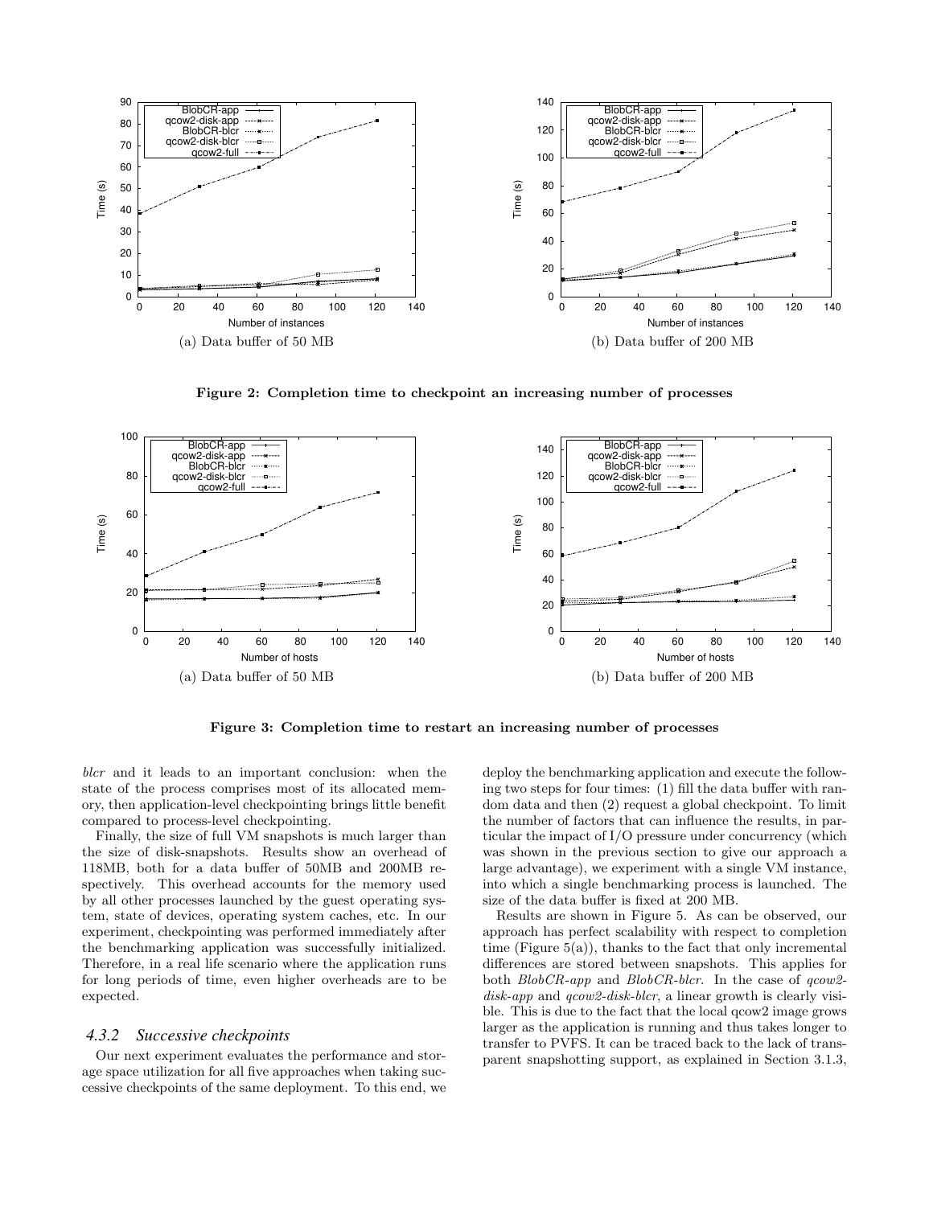Figure 2: Completion time to checkpoint an increasing number of processes

(a) Data buffer of 50 MB

(b) Data buffer of 200 MB

Figure 3: Completion time to restart an increasing number of processes

(a) Data buffer of 50 MB

(b) Data buffer of 200 MB

*blcr* and it leads to an important conclusion: when the state of the process comprises most of its allocated memory, then application-level checkpointing brings little benefit compared to process-level checkpointing.

Finally, the size of full VM snapshots is much larger than the size of disk-snapshots. Results show an overhead of 118MB, both for a data buffer of 50MB and 200MB respectively. This overhead accounts for the memory used by all other processes launched by the guest operating system, state of devices, operating system caches, etc. In our experiment, checkpointing was performed immediately after the benchmarking application was successfully initialized. Therefore, in a real life scenario where the application runs for long periods of time, even higher overheads are to be expected.

### 4.3.2 Successive checkpoints

Our next experiment evaluates the performance and storage space utilization for all five approaches when taking successive checkpoints of the same deployment. To this end, we deploy the benchmarking application and execute the following two steps for four times: (1) fill the data buffer with random data and then (2) request a global checkpoint. To limit the number of factors that can influence the results, in particular the impact of I/O pressure under concurrency (which was shown in the previous section to give our approach a large advantage), we experiment with a single VM instance, into which a single benchmarking process is launched. The size of the data buffer is fixed at 200 MB.

Results are shown in Figure 5. As can be observed, our approach has perfect scalability with respect to completion time (Figure 5(a)), thanks to the fact that only incremental differences are stored between snapshots. This applies for both *BlobCR-app* and *BlobCR-blcr*. In the case of *qcow2-disk-app* and *qcow2-disk-blcr*, a linear growth is clearly visible. This is due to the fact that the local qcow2 image grows larger as the application is running and thus takes longer to transfer to PVFS. It can be traced back to the lack of transparent snapshotting support, as explained in Section 3.1.3,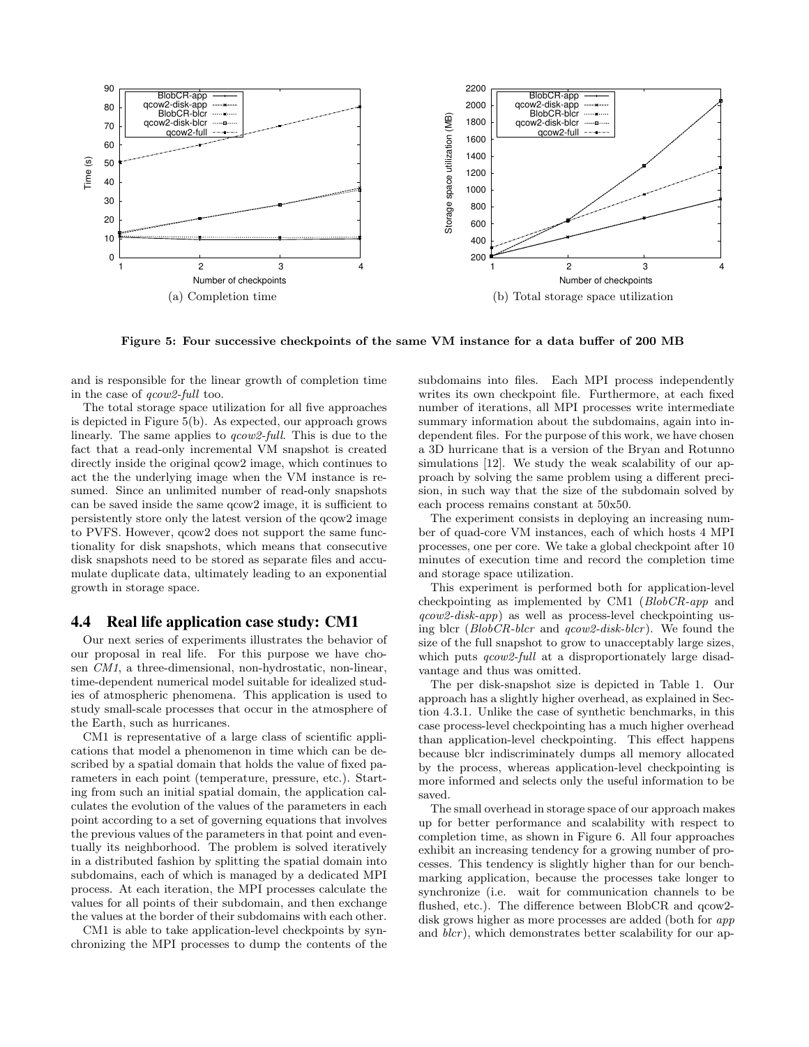(a) Completion time

(b) Total storage space utilization

**Figure 5: Four successive checkpoints of the same VM instance for a data buffer of 200 MB**

and is responsible for the linear growth of completion time in the case of *qcow2-full* too.

The total storage space utilization for all five approaches is depicted in Figure 5(b). As expected, our approach grows linearly. The same applies to *qcow2-full*. This is due to the fact that a read-only incremental VM snapshot is created directly inside the original qcow2 image, which continues to act the the underlying image when the VM instance is resumed. Since an unlimited number of read-only snapshots can be saved inside the same qcow2 image, it is sufficient to persistently store only the latest version of the qcow2 image to PVFS. However, qcow2 does not support the same functionality for disk snapshots, which means that consecutive disk snapshots need to be stored as separate files and accumulate duplicate data, ultimately leading to an exponential growth in storage space.

## 4.4 Real life application case study: CM1

Our next series of experiments illustrates the behavior of our proposal in real life. For this purpose we have chosen *CM1*, a three-dimensional, non-hydrostatic, non-linear, time-dependent numerical model suitable for idealized studies of atmospheric phenomena. This application is used to study small-scale processes that occur in the atmosphere of the Earth, such as hurricanes.

CM1 is representative of a large class of scientific applications that model a phenomenon in time which can be described by a spatial domain that holds the value of fixed parameters in each point (temperature, pressure, etc.). Starting from such an initial spatial domain, the application calculates the evolution of the values of the parameters in each point according to a set of governing equations that involves the previous values of the parameters in that point and eventually its neighborhood. The problem is solved iteratively in a distributed fashion by splitting the spatial domain into subdomains, each of which is managed by a dedicated MPI process. At each iteration, the MPI processes calculate the values for all points of their subdomain, and then exchange the values at the border of their subdomains with each other.

CM1 is able to take application-level checkpoints by synchronizing the MPI processes to dump the contents of the subdomains into files. Each MPI process independently writes its own checkpoint file. Furthermore, at each fixed number of iterations, all MPI processes write intermediate summary information about the subdomains, again into independent files. For the purpose of this work, we have chosen a 3D hurricane that is a version of the Bryan and Rotunno simulations [12]. We study the weak scalability of our approach by solving the same problem using a different precision, in such way that the size of the subdomain solved by each process remains constant at 50x50.

The experiment consists in deploying an increasing number of quad-core VM instances, each of which hosts 4 MPI processes, one per core. We take a global checkpoint after 10 minutes of execution time and record the completion time and storage space utilization.

This experiment is performed both for application-level checkpointing as implemented by CM1 (*BlobCR-app* and *qcow2-disk-app*) as well as process-level checkpointing using blcr (*BlobCR-blcr* and *qcow2-disk-blcr*). We found the size of the full snapshot to grow to unacceptably large sizes, which puts *qcow2-full* at a disproportionately large disadvantage and thus was omitted.

The per disk-snapshot size is depicted in Table 1. Our approach has a slightly higher overhead, as explained in Section 4.3.1. Unlike the case of synthetic benchmarks, in this case process-level checkpointing has a much higher overhead than application-level checkpointing. This effect happens because blcr indiscriminately dumps all memory allocated by the process, whereas application-level checkpointing is more informed and selects only the useful information to be saved.

The small overhead in storage space of our approach makes up for better performance and scalability with respect to completion time, as shown in Figure 6. All four approaches exhibit an increasing tendency for a growing number of processes. This tendency is slightly higher than for our benchmarking application, because the processes take longer to synchronize (i.e. wait for communication channels to be flushed, etc.). The difference between BlobCR and qcow2-disk grows higher as more processes are added (both for *app* and *blcr*), which demonstrates better scalability for our ap-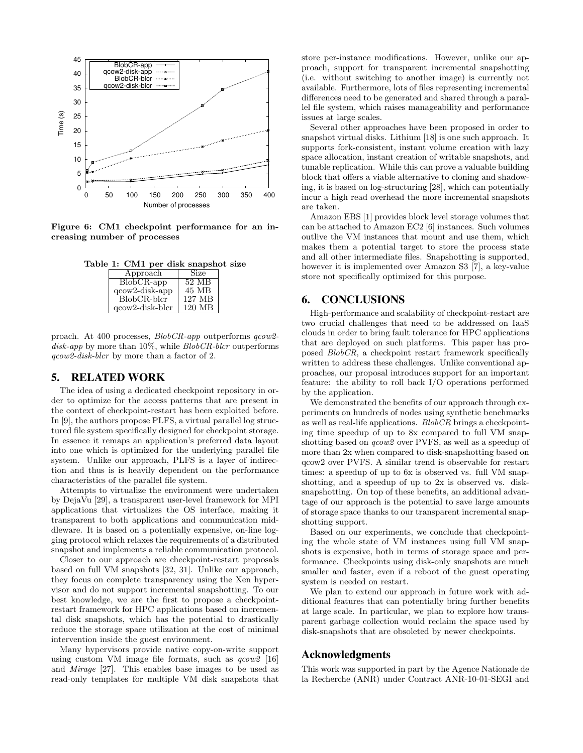Figure 6: CM1 checkpoint performance for an increasing number of processes

**Table 1: CM1 per disk snapshot size**

| Approach | Size |
|---|---|
| BlobCR-app | 52 MB |
| qcow2-disk-app | 45 MB |
| BlobCR-blcr | 127 MB |
| qcow2-disk-blcr | 120 MB |

proach. At 400 processes, *BlobCR-app* outperforms *qcow2-disk-app* by more than 10%, while *BlobCR-blcr* outperforms *qcow2-disk-blcr* by more than a factor of 2.

## 5. RELATED WORK

The idea of using a dedicated checkpoint repository in order to optimize for the access patterns that are present in the context of checkpoint-restart has been exploited before. In [9], the authors propose PLFS, a virtual parallel log structured file system specifically designed for checkpoint storage. In essence it remaps an application's preferred data layout into one which is optimized for the underlying parallel file system. Unlike our approach, PLFS is a layer of indirection and thus is is heavily dependent on the performance characteristics of the parallel file system.

Attempts to virtualize the environment were undertaken by DejaVu [29], a transparent user-level framework for MPI applications that virtualizes the OS interface, making it transparent to both applications and communication middleware. It is based on a potentially expensive, on-line logging protocol which relaxes the requirements of a distributed snapshot and implements a reliable communication protocol.

Closer to our approach are checkpoint-restart proposals based on full VM snapshots [32, 31]. Unlike our approach, they focus on complete transparency using the Xen hypervisor and do not support incremental snapshotting. To our best knowledge, we are the first to propose a checkpoint-restart framework for HPC applications based on incremental disk snapshots, which has the potential to drastically reduce the storage space utilization at the cost of minimal intervention inside the guest environment.

Many hypervisors provide native copy-on-write support using custom VM image file formats, such as *qcow2* [16] and *Mirage* [27]. This enables base images to be used as read-only templates for multiple VM disk snapshots that store per-instance modifications. However, unlike our approach, support for transparent incremental snapshotting (i.e. without switching to another image) is currently not available. Furthermore, lots of files representing incremental differences need to be generated and shared through a parallel file system, which raises manageability and performance issues at large scales.

Several other approaches have been proposed in order to snapshot virtual disks. Lithium [18] is one such approach. It supports fork-consistent, instant volume creation with lazy space allocation, instant creation of writable snapshots, and tunable replication. While this can prove a valuable building block that offers a viable alternative to cloning and shadowing, it is based on log-structuring [28], which can potentially incur a high read overhead the more incremental snapshots are taken.

Amazon EBS [1] provides block level storage volumes that can be attached to Amazon EC2 [6] instances. Such volumes outlive the VM instances that mount and use them, which makes them a potential target to store the process state and all other intermediate files. Snapshotting is supported, however it is implemented over Amazon S3 [7], a key-value store not specifically optimized for this purpose.

## 6. CONCLUSIONS

High-performance and scalability of checkpoint-restart are two crucial challenges that need to be addressed on IaaS clouds in order to bring fault tolerance for HPC applications that are deployed on such platforms. This paper has proposed *BlobCR*, a checkpoint restart framework specifically written to address these challenges. Unlike conventional approaches, our proposal introduces support for an important feature: the ability to roll back I/O operations performed by the application.

We demonstrated the benefits of our approach through experiments on hundreds of nodes using synthetic benchmarks as well as real-life applications. *BlobCR* brings a checkpointing time speedup of up to 8x compared to full VM snapshotting based on *qcow2* over PVFS, as well as a speedup of more than 2x when compared to disk-snapshotting based on qcow2 over PVFS. A similar trend is observable for restart times: a speedup of up to 6x is observed vs. full VM snapshotting, and a speedup of up to 2x is observed vs. disk-snapshotting. On top of these benefits, an additional advantage of our approach is the potential to save large amounts of storage space thanks to our transparent incremental snapshotting support.

Based on our experiments, we conclude that checkpointing the whole state of VM instances using full VM snapshots is expensive, both in terms of storage space and performance. Checkpoints using disk-only snapshots are much smaller and faster, even if a reboot of the guest operating system is needed on restart.

We plan to extend our approach in future work with additional features that can potentially bring further benefits at large scale. In particular, we plan to explore how transparent garbage collection would reclaim the space used by disk-snapshots that are obsoleted by newer checkpoints.

## Acknowledgments

This work was supported in part by the Agence Nationale de la Recherche (ANR) under Contract ANR-10-01-SEGI and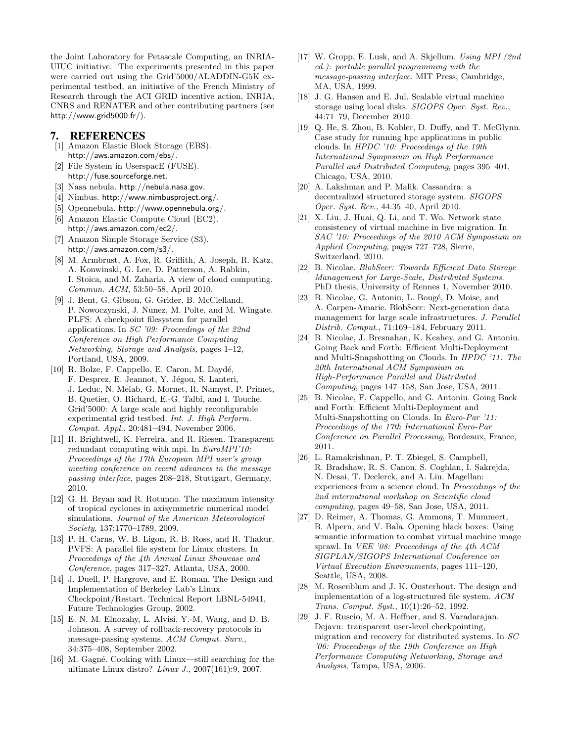the Joint Laboratory for Petascale Computing, an INRIA-UIUC initiative. The experiments presented in this paper were carried out using the Grid'5000/ALADDIN-G5K experimental testbed, an initiative of the French Ministry of Research through the ACI GRID incentive action, INRIA, CNRS and RENATER and other contributing partners (see http://www.grid5000.fr/).

## 7. REFERENCES

[1] Amazon Elastic Block Storage (EBS). http://aws.amazon.com/ebs/.

[2] File System in UserspacE (FUSE). http://fuse.sourceforge.net.

[3] Nasa nebula. http://nebula.nasa.gov.

[4] Nimbus. http://www.nimbusproject.org/.

[5] Opennebula. http://www.opennebula.org/.

[6] Amazon Elastic Compute Cloud (EC2). http://aws.amazon.com/ec2/.

[7] Amazon Simple Storage Service (S3). http://aws.amazon.com/s3/.

[8] M. Armbrust, A. Fox, R. Griffith, A. Joseph, R. Katz, A. Konwinski, G. Lee, D. Patterson, A. Rabkin, I. Stoica, and M. Zaharia. A view of cloud computing. *Commun. ACM*, 53:50–58, April 2010.

[9] J. Bent, G. Gibson, G. Grider, B. McClelland, P. Nowoczynski, J. Nunez, M. Polte, and M. Wingate. PLFS: A checkpoint filesystem for parallel applications. In *SC '09: Proceedings of the 22nd Conference on High Performance Computing Networking, Storage and Analysis*, pages 1–12, Portland, USA, 2009.

[10] R. Bolze, F. Cappello, E. Caron, M. Daydé, F. Desprez, E. Jeannot, Y. Jégou, S. Lanteri, J. Leduc, N. Melab, G. Mornet, R. Namyst, P. Primet, B. Quetier, O. Richard, E.-G. Talbi, and I. Touche. Grid'5000: A large scale and highly reconfigurable experimental grid testbed. *Int. J. High Perform. Comput. Appl.*, 20:481–494, November 2006.

[11] R. Brightwell, K. Ferreira, and R. Riesen. Transparent redundant computing with mpi. In *EuroMPI'10: Proceedings of the 17th European MPI user's group meeting conference on recent advances in the message passing interface*, pages 208–218, Stuttgart, Germany, 2010.

[12] G. H. Bryan and R. Rotunno. The maximum intensity of tropical cyclones in axisymmetric numerical model simulations. *Journal of the American Meteorological Society*, 137:1770–1789, 2009.

[13] P. H. Carns, W. B. Ligon, R. B. Ross, and R. Thakur. PVFS: A parallel file system for Linux clusters. In *Proceedings of the 4th Annual Linux Showcase and Conference*, pages 317–327, Atlanta, USA, 2000.

[14] J. Duell, P. Hargrove, and E. Roman. The Design and Implementation of Berkeley Lab's Linux Checkpoint/Restart. Technical Report LBNL-54941, Future Technologies Group, 2002.

[15] E. N. M. Elnozahy, L. Alvisi, Y.-M. Wang, and D. B. Johnson. A survey of rollback-recovery protocols in message-passing systems. *ACM Comput. Surv.*, 34:375–408, September 2002.

[16] M. Gagné. Cooking with Linux—still searching for the ultimate Linux distro? *Linux J.*, 2007(161):9, 2007.

[17] W. Gropp, E. Lusk, and A. Skjellum. *Using MPI (2nd ed.): portable parallel programming with the message-passing interface*. MIT Press, Cambridge, MA, USA, 1999.

[18] J. G. Hansen and E. Jul. Scalable virtual machine storage using local disks. *SIGOPS Oper. Syst. Rev.*, 44:71–79, December 2010.

[19] Q. He, S. Zhou, B. Kobler, D. Duffy, and T. McGlynn. Case study for running hpc applications in public clouds. In *HPDC '10: Proceedings of the 19th International Symposium on High Performance Parallel and Distributed Computing*, pages 395–401, Chicago, USA, 2010.

[20] A. Lakshman and P. Malik. Cassandra: a decentralized structured storage system. *SIGOPS Oper. Syst. Rev.*, 44:35–40, April 2010.

[21] X. Liu, J. Huai, Q. Li, and T. Wo. Network state consistency of virtual machine in live migration. In *SAC '10: Proceedings of the 2010 ACM Symposium on Applied Computing*, pages 727–728, Sierre, Switzerland, 2010.

[22] B. Nicolae. *BlobSeer: Towards Efficient Data Storage Management for Large-Scale, Distributed Systems*. PhD thesis, University of Rennes 1, November 2010.

[23] B. Nicolae, G. Antoniu, L. Bougé, D. Moise, and A. Carpen-Amarie. BlobSeer: Next-generation data management for large scale infrastructures. *J. Parallel Distrib. Comput.*, 71:169–184, February 2011.

[24] B. Nicolae, J. Bresnahan, K. Keahey, and G. Antoniu. Going Back and Forth: Efficient Multi-Deployment and Multi-Snapshotting on Clouds. In *HPDC '11: The 20th International ACM Symposium on High-Performance Parallel and Distributed Computing*, pages 147–158, San Jose, USA, 2011.

[25] B. Nicolae, F. Cappello, and G. Antoniu. Going Back and Forth: Efficient Multi-Deployment and Multi-Snapshotting on Clouds. In *Euro-Par '11: Proceedings of the 17th International Euro-Par Conference on Parallel Processing*, Bordeaux, France, 2011.

[26] L. Ramakrishnan, P. T. Zbiegel, S. Campbell, R. Bradshaw, R. S. Canon, S. Coghlan, I. Sakrejda, N. Desai, T. Declerck, and A. Liu. Magellan: experiences from a science cloud. In *Proceedings of the 2nd international workshop on Scientific cloud computing*, pages 49–58, San Jose, USA, 2011.

[27] D. Reimer, A. Thomas, G. Ammons, T. Mummert, B. Alpern, and V. Bala. Opening black boxes: Using semantic information to combat virtual machine image sprawl. In *VEE '08: Proceedings of the 4th ACM SIGPLAN/SIGOPS International Conference on Virtual Execution Environments*, pages 111–120, Seattle, USA, 2008.

[28] M. Rosenblum and J. K. Ousterhout. The design and implementation of a log-structured file system. *ACM Trans. Comput. Syst.*, 10(1):26–52, 1992.

[29] J. F. Ruscio, M. A. Heffner, and S. Varadarajan. Dejavu: transparent user-level checkpointing, migration and recovery for distributed systems. In *SC '06: Proceedings of the 19th Conference on High Performance Computing Networking, Storage and Analysis*, Tampa, USA, 2006.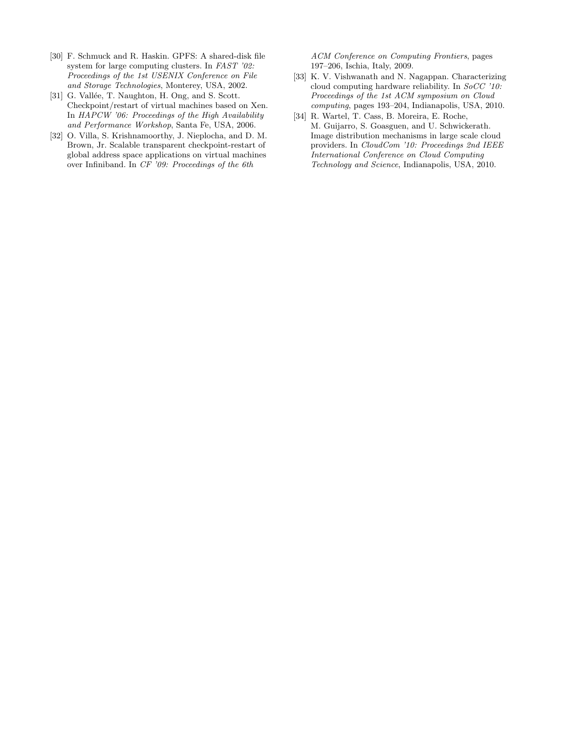[30] F. Schmuck and R. Haskin. GPFS: A shared-disk file system for large computing clusters. In *FAST '02: Proceedings of the 1st USENIX Conference on File and Storage Technologies*, Monterey, USA, 2002.

[31] G. Vallée, T. Naughton, H. Ong, and S. Scott. Checkpoint/restart of virtual machines based on Xen. In *HAPCW '06: Proceedings of the High Availability and Performance Workshop*, Santa Fe, USA, 2006.

[32] O. Villa, S. Krishnamoorthy, J. Nieplocha, and D. M. Brown, Jr. Scalable transparent checkpoint-restart of global address space applications on virtual machines over Infiniband. In *CF '09: Proceedings of the 6th ACM Conference on Computing Frontiers*, pages 197–206, Ischia, Italy, 2009.

[33] K. V. Vishwanath and N. Nagappan. Characterizing cloud computing hardware reliability. In *SoCC '10: Proceedings of the 1st ACM symposium on Cloud computing*, pages 193–204, Indianapolis, USA, 2010.

[34] R. Wartel, T. Cass, B. Moreira, E. Roche, M. Guijarro, S. Goasguen, and U. Schwickerath. Image distribution mechanisms in large scale cloud providers. In *CloudCom '10: Proceedings 2nd IEEE International Conference on Cloud Computing Technology and Science*, Indianapolis, USA, 2010.